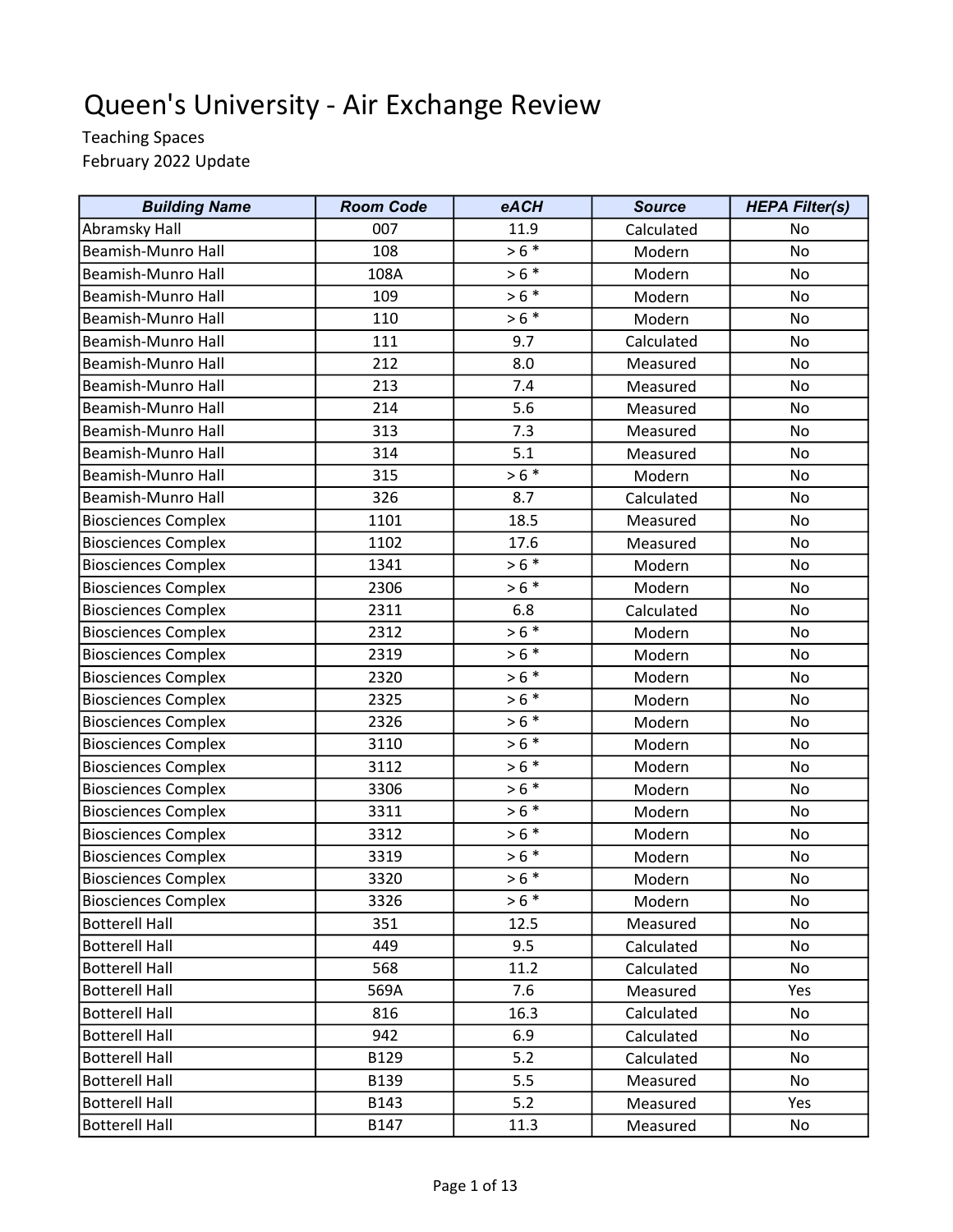# Queen's University - Air Exchange Review

Teaching Spaces

February 2022 Update

| Building Name | Room Code | eACH | Source | HEPA Filter(s) |
|---|---|---|---|---|
| Abramsky Hall | 007 | 11.9 | Calculated | No |
| Beamish-Munro Hall | 108 | > 6 * | Modern | No |
| Beamish-Munro Hall | 108A | > 6 * | Modern | No |
| Beamish-Munro Hall | 109 | > 6 * | Modern | No |
| Beamish-Munro Hall | 110 | > 6 * | Modern | No |
| Beamish-Munro Hall | 111 | 9.7 | Calculated | No |
| Beamish-Munro Hall | 212 | 8.0 | Measured | No |
| Beamish-Munro Hall | 213 | 7.4 | Measured | No |
| Beamish-Munro Hall | 214 | 5.6 | Measured | No |
| Beamish-Munro Hall | 313 | 7.3 | Measured | No |
| Beamish-Munro Hall | 314 | 5.1 | Measured | No |
| Beamish-Munro Hall | 315 | > 6 * | Modern | No |
| Beamish-Munro Hall | 326 | 8.7 | Calculated | No |
| Biosciences Complex | 1101 | 18.5 | Measured | No |
| Biosciences Complex | 1102 | 17.6 | Measured | No |
| Biosciences Complex | 1341 | > 6 * | Modern | No |
| Biosciences Complex | 2306 | > 6 * | Modern | No |
| Biosciences Complex | 2311 | 6.8 | Calculated | No |
| Biosciences Complex | 2312 | > 6 * | Modern | No |
| Biosciences Complex | 2319 | > 6 * | Modern | No |
| Biosciences Complex | 2320 | > 6 * | Modern | No |
| Biosciences Complex | 2325 | > 6 * | Modern | No |
| Biosciences Complex | 2326 | > 6 * | Modern | No |
| Biosciences Complex | 3110 | > 6 * | Modern | No |
| Biosciences Complex | 3112 | > 6 * | Modern | No |
| Biosciences Complex | 3306 | > 6 * | Modern | No |
| Biosciences Complex | 3311 | > 6 * | Modern | No |
| Biosciences Complex | 3312 | > 6 * | Modern | No |
| Biosciences Complex | 3319 | > 6 * | Modern | No |
| Biosciences Complex | 3320 | > 6 * | Modern | No |
| Biosciences Complex | 3326 | > 6 * | Modern | No |
| Botterell Hall | 351 | 12.5 | Measured | No |
| Botterell Hall | 449 | 9.5 | Calculated | No |
| Botterell Hall | 568 | 11.2 | Calculated | No |
| Botterell Hall | 569A | 7.6 | Measured | Yes |
| Botterell Hall | 816 | 16.3 | Calculated | No |
| Botterell Hall | 942 | 6.9 | Calculated | No |
| Botterell Hall | B129 | 5.2 | Calculated | No |
| Botterell Hall | B139 | 5.5 | Measured | No |
| Botterell Hall | B143 | 5.2 | Measured | Yes |
| Botterell Hall | B147 | 11.3 | Measured | No |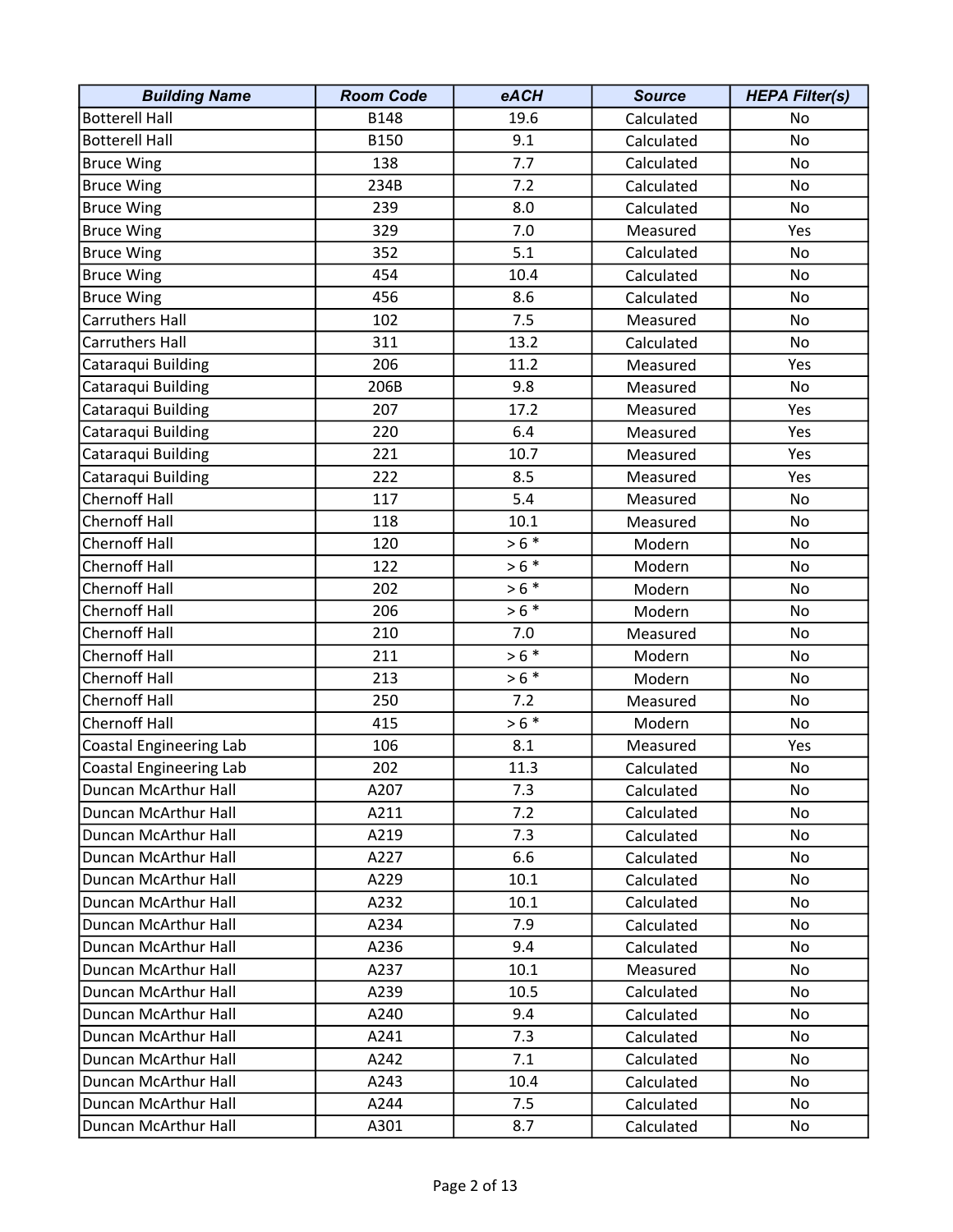| Building Name | Room Code | eACH | Source | HEPA Filter(s) |
|---|---|---|---|---|
| Botterell Hall | B148 | 19.6 | Calculated | No |
| Botterell Hall | B150 | 9.1 | Calculated | No |
| Bruce Wing | 138 | 7.7 | Calculated | No |
| Bruce Wing | 234B | 7.2 | Calculated | No |
| Bruce Wing | 239 | 8.0 | Calculated | No |
| Bruce Wing | 329 | 7.0 | Measured | Yes |
| Bruce Wing | 352 | 5.1 | Calculated | No |
| Bruce Wing | 454 | 10.4 | Calculated | No |
| Bruce Wing | 456 | 8.6 | Calculated | No |
| Carruthers Hall | 102 | 7.5 | Measured | No |
| Carruthers Hall | 311 | 13.2 | Calculated | No |
| Cataraqui Building | 206 | 11.2 | Measured | Yes |
| Cataraqui Building | 206B | 9.8 | Measured | No |
| Cataraqui Building | 207 | 17.2 | Measured | Yes |
| Cataraqui Building | 220 | 6.4 | Measured | Yes |
| Cataraqui Building | 221 | 10.7 | Measured | Yes |
| Cataraqui Building | 222 | 8.5 | Measured | Yes |
| Chernoff Hall | 117 | 5.4 | Measured | No |
| Chernoff Hall | 118 | 10.1 | Measured | No |
| Chernoff Hall | 120 | > 6 * | Modern | No |
| Chernoff Hall | 122 | > 6 * | Modern | No |
| Chernoff Hall | 202 | > 6 * | Modern | No |
| Chernoff Hall | 206 | > 6 * | Modern | No |
| Chernoff Hall | 210 | 7.0 | Measured | No |
| Chernoff Hall | 211 | > 6 * | Modern | No |
| Chernoff Hall | 213 | > 6 * | Modern | No |
| Chernoff Hall | 250 | 7.2 | Measured | No |
| Chernoff Hall | 415 | > 6 * | Modern | No |
| Coastal Engineering Lab | 106 | 8.1 | Measured | Yes |
| Coastal Engineering Lab | 202 | 11.3 | Calculated | No |
| Duncan McArthur Hall | A207 | 7.3 | Calculated | No |
| Duncan McArthur Hall | A211 | 7.2 | Calculated | No |
| Duncan McArthur Hall | A219 | 7.3 | Calculated | No |
| Duncan McArthur Hall | A227 | 6.6 | Calculated | No |
| Duncan McArthur Hall | A229 | 10.1 | Calculated | No |
| Duncan McArthur Hall | A232 | 10.1 | Calculated | No |
| Duncan McArthur Hall | A234 | 7.9 | Calculated | No |
| Duncan McArthur Hall | A236 | 9.4 | Calculated | No |
| Duncan McArthur Hall | A237 | 10.1 | Measured | No |
| Duncan McArthur Hall | A239 | 10.5 | Calculated | No |
| Duncan McArthur Hall | A240 | 9.4 | Calculated | No |
| Duncan McArthur Hall | A241 | 7.3 | Calculated | No |
| Duncan McArthur Hall | A242 | 7.1 | Calculated | No |
| Duncan McArthur Hall | A243 | 10.4 | Calculated | No |
| Duncan McArthur Hall | A244 | 7.5 | Calculated | No |
| Duncan McArthur Hall | A301 | 8.7 | Calculated | No |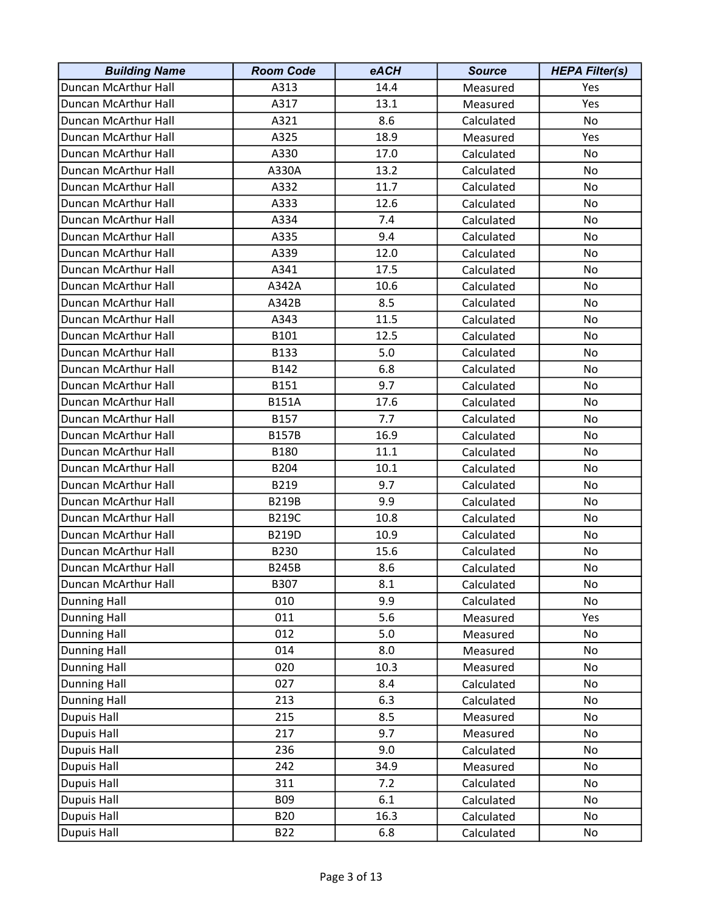| Building Name | Room Code | eACH | Source | HEPA Filter(s) |
| --- | --- | --- | --- | --- |
| Duncan McArthur Hall | A313 | 14.4 | Measured | Yes |
| Duncan McArthur Hall | A317 | 13.1 | Measured | Yes |
| Duncan McArthur Hall | A321 | 8.6 | Calculated | No |
| Duncan McArthur Hall | A325 | 18.9 | Measured | Yes |
| Duncan McArthur Hall | A330 | 17.0 | Calculated | No |
| Duncan McArthur Hall | A330A | 13.2 | Calculated | No |
| Duncan McArthur Hall | A332 | 11.7 | Calculated | No |
| Duncan McArthur Hall | A333 | 12.6 | Calculated | No |
| Duncan McArthur Hall | A334 | 7.4 | Calculated | No |
| Duncan McArthur Hall | A335 | 9.4 | Calculated | No |
| Duncan McArthur Hall | A339 | 12.0 | Calculated | No |
| Duncan McArthur Hall | A341 | 17.5 | Calculated | No |
| Duncan McArthur Hall | A342A | 10.6 | Calculated | No |
| Duncan McArthur Hall | A342B | 8.5 | Calculated | No |
| Duncan McArthur Hall | A343 | 11.5 | Calculated | No |
| Duncan McArthur Hall | B101 | 12.5 | Calculated | No |
| Duncan McArthur Hall | B133 | 5.0 | Calculated | No |
| Duncan McArthur Hall | B142 | 6.8 | Calculated | No |
| Duncan McArthur Hall | B151 | 9.7 | Calculated | No |
| Duncan McArthur Hall | B151A | 17.6 | Calculated | No |
| Duncan McArthur Hall | B157 | 7.7 | Calculated | No |
| Duncan McArthur Hall | B157B | 16.9 | Calculated | No |
| Duncan McArthur Hall | B180 | 11.1 | Calculated | No |
| Duncan McArthur Hall | B204 | 10.1 | Calculated | No |
| Duncan McArthur Hall | B219 | 9.7 | Calculated | No |
| Duncan McArthur Hall | B219B | 9.9 | Calculated | No |
| Duncan McArthur Hall | B219C | 10.8 | Calculated | No |
| Duncan McArthur Hall | B219D | 10.9 | Calculated | No |
| Duncan McArthur Hall | B230 | 15.6 | Calculated | No |
| Duncan McArthur Hall | B245B | 8.6 | Calculated | No |
| Duncan McArthur Hall | B307 | 8.1 | Calculated | No |
| Dunning Hall | 010 | 9.9 | Calculated | No |
| Dunning Hall | 011 | 5.6 | Measured | Yes |
| Dunning Hall | 012 | 5.0 | Measured | No |
| Dunning Hall | 014 | 8.0 | Measured | No |
| Dunning Hall | 020 | 10.3 | Measured | No |
| Dunning Hall | 027 | 8.4 | Calculated | No |
| Dunning Hall | 213 | 6.3 | Calculated | No |
| Dupuis Hall | 215 | 8.5 | Measured | No |
| Dupuis Hall | 217 | 9.7 | Measured | No |
| Dupuis Hall | 236 | 9.0 | Calculated | No |
| Dupuis Hall | 242 | 34.9 | Measured | No |
| Dupuis Hall | 311 | 7.2 | Calculated | No |
| Dupuis Hall | B09 | 6.1 | Calculated | No |
| Dupuis Hall | B20 | 16.3 | Calculated | No |
| Dupuis Hall | B22 | 6.8 | Calculated | No |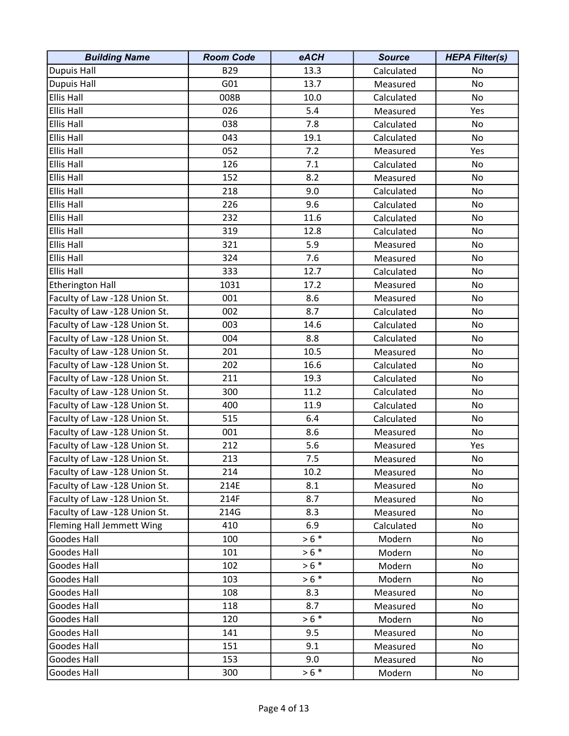| Building Name | Room Code | eACH | Source | HEPA Filter(s) |
|---|---|---|---|---|
| Dupuis Hall | B29 | 13.3 | Calculated | No |
| Dupuis Hall | G01 | 13.7 | Measured | No |
| Ellis Hall | 008B | 10.0 | Calculated | No |
| Ellis Hall | 026 | 5.4 | Measured | Yes |
| Ellis Hall | 038 | 7.8 | Calculated | No |
| Ellis Hall | 043 | 19.1 | Calculated | No |
| Ellis Hall | 052 | 7.2 | Measured | Yes |
| Ellis Hall | 126 | 7.1 | Calculated | No |
| Ellis Hall | 152 | 8.2 | Measured | No |
| Ellis Hall | 218 | 9.0 | Calculated | No |
| Ellis Hall | 226 | 9.6 | Calculated | No |
| Ellis Hall | 232 | 11.6 | Calculated | No |
| Ellis Hall | 319 | 12.8 | Calculated | No |
| Ellis Hall | 321 | 5.9 | Measured | No |
| Ellis Hall | 324 | 7.6 | Measured | No |
| Ellis Hall | 333 | 12.7 | Calculated | No |
| Etherington Hall | 1031 | 17.2 | Measured | No |
| Faculty of Law -128 Union St. | 001 | 8.6 | Measured | No |
| Faculty of Law -128 Union St. | 002 | 8.7 | Calculated | No |
| Faculty of Law -128 Union St. | 003 | 14.6 | Calculated | No |
| Faculty of Law -128 Union St. | 004 | 8.8 | Calculated | No |
| Faculty of Law -128 Union St. | 201 | 10.5 | Measured | No |
| Faculty of Law -128 Union St. | 202 | 16.6 | Calculated | No |
| Faculty of Law -128 Union St. | 211 | 19.3 | Calculated | No |
| Faculty of Law -128 Union St. | 300 | 11.2 | Calculated | No |
| Faculty of Law -128 Union St. | 400 | 11.9 | Calculated | No |
| Faculty of Law -128 Union St. | 515 | 6.4 | Calculated | No |
| Faculty of Law -128 Union St. | 001 | 8.6 | Measured | No |
| Faculty of Law -128 Union St. | 212 | 5.6 | Measured | Yes |
| Faculty of Law -128 Union St. | 213 | 7.5 | Measured | No |
| Faculty of Law -128 Union St. | 214 | 10.2 | Measured | No |
| Faculty of Law -128 Union St. | 214E | 8.1 | Measured | No |
| Faculty of Law -128 Union St. | 214F | 8.7 | Measured | No |
| Faculty of Law -128 Union St. | 214G | 8.3 | Measured | No |
| Fleming Hall Jemmett Wing | 410 | 6.9 | Calculated | No |
| Goodes Hall | 100 | > 6 * | Modern | No |
| Goodes Hall | 101 | > 6 * | Modern | No |
| Goodes Hall | 102 | > 6 * | Modern | No |
| Goodes Hall | 103 | > 6 * | Modern | No |
| Goodes Hall | 108 | 8.3 | Measured | No |
| Goodes Hall | 118 | 8.7 | Measured | No |
| Goodes Hall | 120 | > 6 * | Modern | No |
| Goodes Hall | 141 | 9.5 | Measured | No |
| Goodes Hall | 151 | 9.1 | Measured | No |
| Goodes Hall | 153 | 9.0 | Measured | No |
| Goodes Hall | 300 | > 6 * | Modern | No |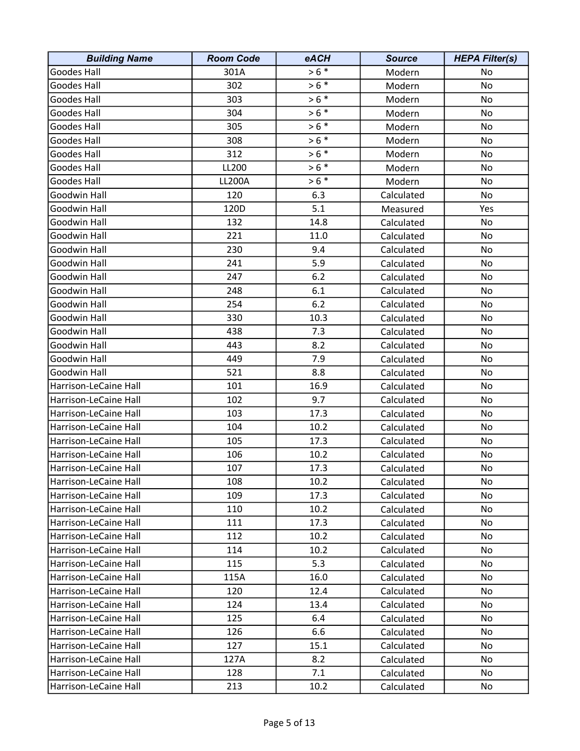| Building Name | Room Code | eACH | Source | HEPA Filter(s) |
|---|---|---|---|---|
| Goodes Hall | 301A | > 6 * | Modern | No |
| Goodes Hall | 302 | > 6 * | Modern | No |
| Goodes Hall | 303 | > 6 * | Modern | No |
| Goodes Hall | 304 | > 6 * | Modern | No |
| Goodes Hall | 305 | > 6 * | Modern | No |
| Goodes Hall | 308 | > 6 * | Modern | No |
| Goodes Hall | 312 | > 6 * | Modern | No |
| Goodes Hall | LL200 | > 6 * | Modern | No |
| Goodes Hall | LL200A | > 6 * | Modern | No |
| Goodwin Hall | 120 | 6.3 | Calculated | No |
| Goodwin Hall | 120D | 5.1 | Measured | Yes |
| Goodwin Hall | 132 | 14.8 | Calculated | No |
| Goodwin Hall | 221 | 11.0 | Calculated | No |
| Goodwin Hall | 230 | 9.4 | Calculated | No |
| Goodwin Hall | 241 | 5.9 | Calculated | No |
| Goodwin Hall | 247 | 6.2 | Calculated | No |
| Goodwin Hall | 248 | 6.1 | Calculated | No |
| Goodwin Hall | 254 | 6.2 | Calculated | No |
| Goodwin Hall | 330 | 10.3 | Calculated | No |
| Goodwin Hall | 438 | 7.3 | Calculated | No |
| Goodwin Hall | 443 | 8.2 | Calculated | No |
| Goodwin Hall | 449 | 7.9 | Calculated | No |
| Goodwin Hall | 521 | 8.8 | Calculated | No |
| Harrison-LeCaine Hall | 101 | 16.9 | Calculated | No |
| Harrison-LeCaine Hall | 102 | 9.7 | Calculated | No |
| Harrison-LeCaine Hall | 103 | 17.3 | Calculated | No |
| Harrison-LeCaine Hall | 104 | 10.2 | Calculated | No |
| Harrison-LeCaine Hall | 105 | 17.3 | Calculated | No |
| Harrison-LeCaine Hall | 106 | 10.2 | Calculated | No |
| Harrison-LeCaine Hall | 107 | 17.3 | Calculated | No |
| Harrison-LeCaine Hall | 108 | 10.2 | Calculated | No |
| Harrison-LeCaine Hall | 109 | 17.3 | Calculated | No |
| Harrison-LeCaine Hall | 110 | 10.2 | Calculated | No |
| Harrison-LeCaine Hall | 111 | 17.3 | Calculated | No |
| Harrison-LeCaine Hall | 112 | 10.2 | Calculated | No |
| Harrison-LeCaine Hall | 114 | 10.2 | Calculated | No |
| Harrison-LeCaine Hall | 115 | 5.3 | Calculated | No |
| Harrison-LeCaine Hall | 115A | 16.0 | Calculated | No |
| Harrison-LeCaine Hall | 120 | 12.4 | Calculated | No |
| Harrison-LeCaine Hall | 124 | 13.4 | Calculated | No |
| Harrison-LeCaine Hall | 125 | 6.4 | Calculated | No |
| Harrison-LeCaine Hall | 126 | 6.6 | Calculated | No |
| Harrison-LeCaine Hall | 127 | 15.1 | Calculated | No |
| Harrison-LeCaine Hall | 127A | 8.2 | Calculated | No |
| Harrison-LeCaine Hall | 128 | 7.1 | Calculated | No |
| Harrison-LeCaine Hall | 213 | 10.2 | Calculated | No |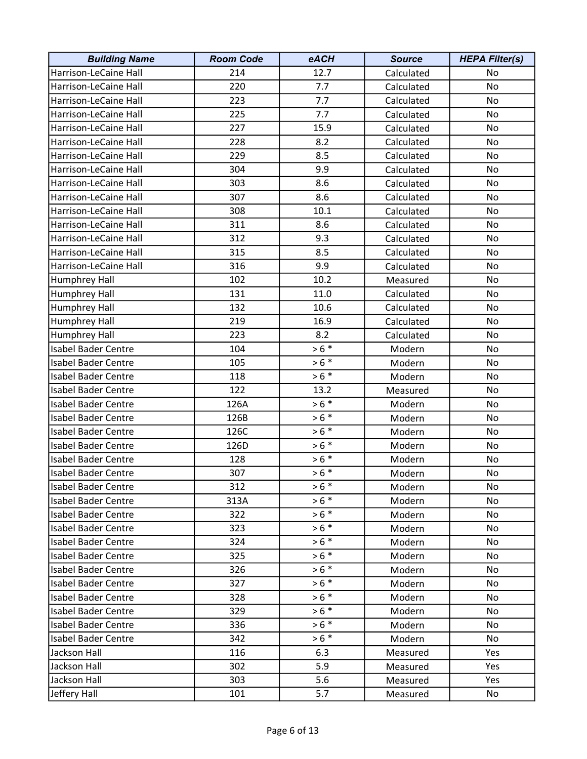| Building Name | Room Code | eACH | Source | HEPA Filter(s) |
|---|---|---|---|---|
| Harrison-LeCaine Hall | 214 | 12.7 | Calculated | No |
| Harrison-LeCaine Hall | 220 | 7.7 | Calculated | No |
| Harrison-LeCaine Hall | 223 | 7.7 | Calculated | No |
| Harrison-LeCaine Hall | 225 | 7.7 | Calculated | No |
| Harrison-LeCaine Hall | 227 | 15.9 | Calculated | No |
| Harrison-LeCaine Hall | 228 | 8.2 | Calculated | No |
| Harrison-LeCaine Hall | 229 | 8.5 | Calculated | No |
| Harrison-LeCaine Hall | 304 | 9.9 | Calculated | No |
| Harrison-LeCaine Hall | 303 | 8.6 | Calculated | No |
| Harrison-LeCaine Hall | 307 | 8.6 | Calculated | No |
| Harrison-LeCaine Hall | 308 | 10.1 | Calculated | No |
| Harrison-LeCaine Hall | 311 | 8.6 | Calculated | No |
| Harrison-LeCaine Hall | 312 | 9.3 | Calculated | No |
| Harrison-LeCaine Hall | 315 | 8.5 | Calculated | No |
| Harrison-LeCaine Hall | 316 | 9.9 | Calculated | No |
| Humphrey Hall | 102 | 10.2 | Measured | No |
| Humphrey Hall | 131 | 11.0 | Calculated | No |
| Humphrey Hall | 132 | 10.6 | Calculated | No |
| Humphrey Hall | 219 | 16.9 | Calculated | No |
| Humphrey Hall | 223 | 8.2 | Calculated | No |
| Isabel Bader Centre | 104 | > 6 * | Modern | No |
| Isabel Bader Centre | 105 | > 6 * | Modern | No |
| Isabel Bader Centre | 118 | > 6 * | Modern | No |
| Isabel Bader Centre | 122 | 13.2 | Measured | No |
| Isabel Bader Centre | 126A | > 6 * | Modern | No |
| Isabel Bader Centre | 126B | > 6 * | Modern | No |
| Isabel Bader Centre | 126C | > 6 * | Modern | No |
| Isabel Bader Centre | 126D | > 6 * | Modern | No |
| Isabel Bader Centre | 128 | > 6 * | Modern | No |
| Isabel Bader Centre | 307 | > 6 * | Modern | No |
| Isabel Bader Centre | 312 | > 6 * | Modern | No |
| Isabel Bader Centre | 313A | > 6 * | Modern | No |
| Isabel Bader Centre | 322 | > 6 * | Modern | No |
| Isabel Bader Centre | 323 | > 6 * | Modern | No |
| Isabel Bader Centre | 324 | > 6 * | Modern | No |
| Isabel Bader Centre | 325 | > 6 * | Modern | No |
| Isabel Bader Centre | 326 | > 6 * | Modern | No |
| Isabel Bader Centre | 327 | > 6 * | Modern | No |
| Isabel Bader Centre | 328 | > 6 * | Modern | No |
| Isabel Bader Centre | 329 | > 6 * | Modern | No |
| Isabel Bader Centre | 336 | > 6 * | Modern | No |
| Isabel Bader Centre | 342 | > 6 * | Modern | No |
| Jackson Hall | 116 | 6.3 | Measured | Yes |
| Jackson Hall | 302 | 5.9 | Measured | Yes |
| Jackson Hall | 303 | 5.6 | Measured | Yes |
| Jeffery Hall | 101 | 5.7 | Measured | No |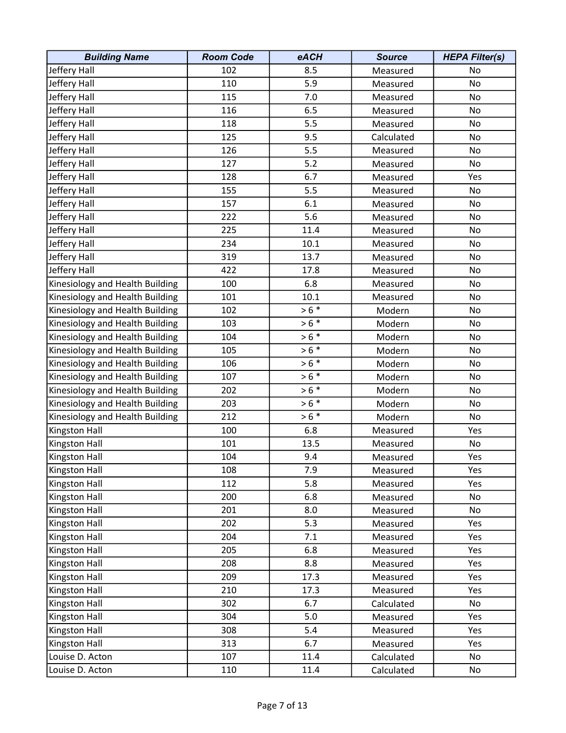| ***Building Name*** | ***Room Code*** | ***eACH*** | ***Source*** | ***HEPA Filter(s)*** |
| --- | --- | --- | --- | --- |
| Jeffery Hall | 102 | 8.5 | Measured | No |
| Jeffery Hall | 110 | 5.9 | Measured | No |
| Jeffery Hall | 115 | 7.0 | Measured | No |
| Jeffery Hall | 116 | 6.5 | Measured | No |
| Jeffery Hall | 118 | 5.5 | Measured | No |
| Jeffery Hall | 125 | 9.5 | Calculated | No |
| Jeffery Hall | 126 | 5.5 | Measured | No |
| Jeffery Hall | 127 | 5.2 | Measured | No |
| Jeffery Hall | 128 | 6.7 | Measured | Yes |
| Jeffery Hall | 155 | 5.5 | Measured | No |
| Jeffery Hall | 157 | 6.1 | Measured | No |
| Jeffery Hall | 222 | 5.6 | Measured | No |
| Jeffery Hall | 225 | 11.4 | Measured | No |
| Jeffery Hall | 234 | 10.1 | Measured | No |
| Jeffery Hall | 319 | 13.7 | Measured | No |
| Jeffery Hall | 422 | 17.8 | Measured | No |
| Kinesiology and Health Building | 100 | 6.8 | Measured | No |
| Kinesiology and Health Building | 101 | 10.1 | Measured | No |
| Kinesiology and Health Building | 102 | > 6 * | Modern | No |
| Kinesiology and Health Building | 103 | > 6 * | Modern | No |
| Kinesiology and Health Building | 104 | > 6 * | Modern | No |
| Kinesiology and Health Building | 105 | > 6 * | Modern | No |
| Kinesiology and Health Building | 106 | > 6 * | Modern | No |
| Kinesiology and Health Building | 107 | > 6 * | Modern | No |
| Kinesiology and Health Building | 202 | > 6 * | Modern | No |
| Kinesiology and Health Building | 203 | > 6 * | Modern | No |
| Kinesiology and Health Building | 212 | > 6 * | Modern | No |
| Kingston Hall | 100 | 6.8 | Measured | Yes |
| Kingston Hall | 101 | 13.5 | Measured | No |
| Kingston Hall | 104 | 9.4 | Measured | Yes |
| Kingston Hall | 108 | 7.9 | Measured | Yes |
| Kingston Hall | 112 | 5.8 | Measured | Yes |
| Kingston Hall | 200 | 6.8 | Measured | No |
| Kingston Hall | 201 | 8.0 | Measured | No |
| Kingston Hall | 202 | 5.3 | Measured | Yes |
| Kingston Hall | 204 | 7.1 | Measured | Yes |
| Kingston Hall | 205 | 6.8 | Measured | Yes |
| Kingston Hall | 208 | 8.8 | Measured | Yes |
| Kingston Hall | 209 | 17.3 | Measured | Yes |
| Kingston Hall | 210 | 17.3 | Measured | Yes |
| Kingston Hall | 302 | 6.7 | Calculated | No |
| Kingston Hall | 304 | 5.0 | Measured | Yes |
| Kingston Hall | 308 | 5.4 | Measured | Yes |
| Kingston Hall | 313 | 6.7 | Measured | Yes |
| Louise D. Acton | 107 | 11.4 | Calculated | No |
| Louise D. Acton | 110 | 11.4 | Calculated | No |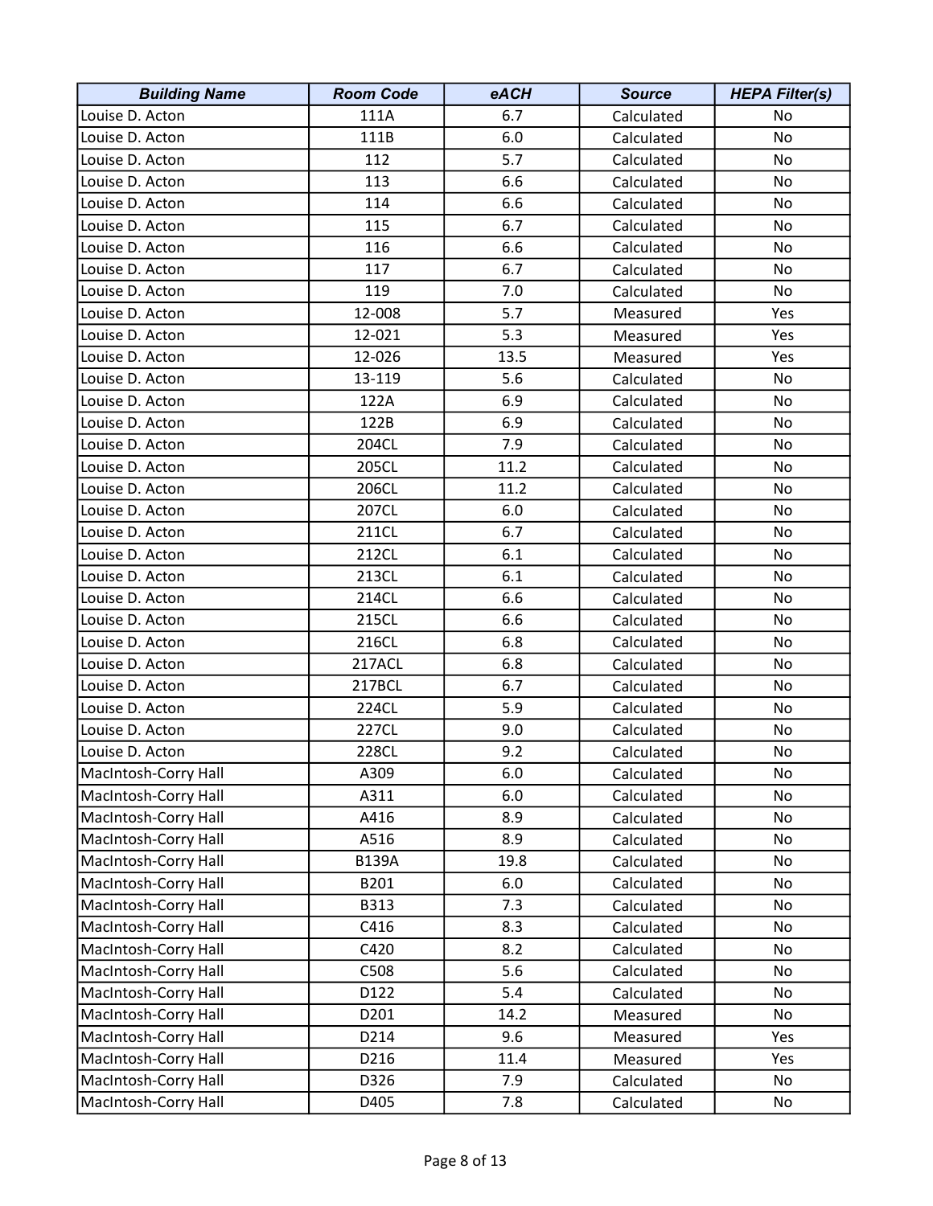| Building Name | Room Code | eACH | Source | HEPA Filter(s) |
|---|---|---|---|---|
| Louise D. Acton | 111A | 6.7 | Calculated | No |
| Louise D. Acton | 111B | 6.0 | Calculated | No |
| Louise D. Acton | 112 | 5.7 | Calculated | No |
| Louise D. Acton | 113 | 6.6 | Calculated | No |
| Louise D. Acton | 114 | 6.6 | Calculated | No |
| Louise D. Acton | 115 | 6.7 | Calculated | No |
| Louise D. Acton | 116 | 6.6 | Calculated | No |
| Louise D. Acton | 117 | 6.7 | Calculated | No |
| Louise D. Acton | 119 | 7.0 | Calculated | No |
| Louise D. Acton | 12-008 | 5.7 | Measured | Yes |
| Louise D. Acton | 12-021 | 5.3 | Measured | Yes |
| Louise D. Acton | 12-026 | 13.5 | Measured | Yes |
| Louise D. Acton | 13-119 | 5.6 | Calculated | No |
| Louise D. Acton | 122A | 6.9 | Calculated | No |
| Louise D. Acton | 122B | 6.9 | Calculated | No |
| Louise D. Acton | 204CL | 7.9 | Calculated | No |
| Louise D. Acton | 205CL | 11.2 | Calculated | No |
| Louise D. Acton | 206CL | 11.2 | Calculated | No |
| Louise D. Acton | 207CL | 6.0 | Calculated | No |
| Louise D. Acton | 211CL | 6.7 | Calculated | No |
| Louise D. Acton | 212CL | 6.1 | Calculated | No |
| Louise D. Acton | 213CL | 6.1 | Calculated | No |
| Louise D. Acton | 214CL | 6.6 | Calculated | No |
| Louise D. Acton | 215CL | 6.6 | Calculated | No |
| Louise D. Acton | 216CL | 6.8 | Calculated | No |
| Louise D. Acton | 217ACL | 6.8 | Calculated | No |
| Louise D. Acton | 217BCL | 6.7 | Calculated | No |
| Louise D. Acton | 224CL | 5.9 | Calculated | No |
| Louise D. Acton | 227CL | 9.0 | Calculated | No |
| Louise D. Acton | 228CL | 9.2 | Calculated | No |
| MacIntosh-Corry Hall | A309 | 6.0 | Calculated | No |
| MacIntosh-Corry Hall | A311 | 6.0 | Calculated | No |
| MacIntosh-Corry Hall | A416 | 8.9 | Calculated | No |
| MacIntosh-Corry Hall | A516 | 8.9 | Calculated | No |
| MacIntosh-Corry Hall | B139A | 19.8 | Calculated | No |
| MacIntosh-Corry Hall | B201 | 6.0 | Calculated | No |
| MacIntosh-Corry Hall | B313 | 7.3 | Calculated | No |
| MacIntosh-Corry Hall | C416 | 8.3 | Calculated | No |
| MacIntosh-Corry Hall | C420 | 8.2 | Calculated | No |
| MacIntosh-Corry Hall | C508 | 5.6 | Calculated | No |
| MacIntosh-Corry Hall | D122 | 5.4 | Calculated | No |
| MacIntosh-Corry Hall | D201 | 14.2 | Measured | No |
| MacIntosh-Corry Hall | D214 | 9.6 | Measured | Yes |
| MacIntosh-Corry Hall | D216 | 11.4 | Measured | Yes |
| MacIntosh-Corry Hall | D326 | 7.9 | Calculated | No |
| MacIntosh-Corry Hall | D405 | 7.8 | Calculated | No |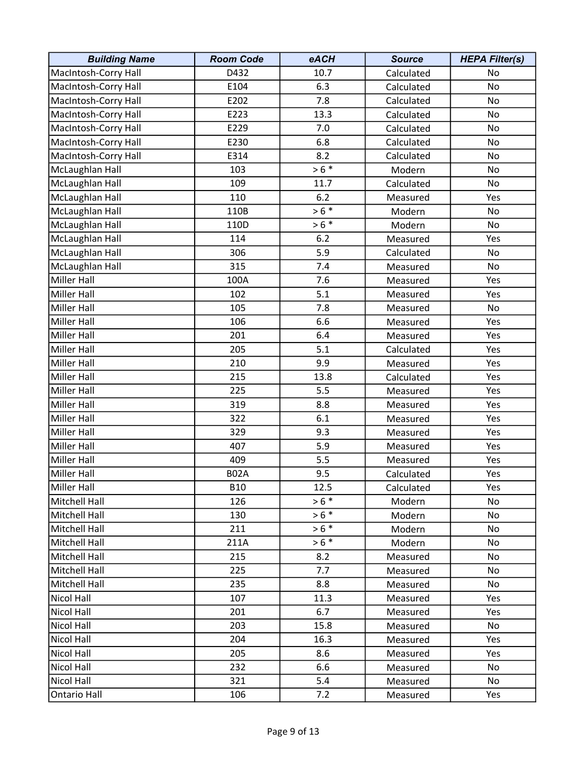| Building Name | Room Code | eACH | Source | HEPA Filter(s) |
|---|---|---|---|---|
| MacIntosh-Corry Hall | D432 | 10.7 | Calculated | No |
| MacIntosh-Corry Hall | E104 | 6.3 | Calculated | No |
| MacIntosh-Corry Hall | E202 | 7.8 | Calculated | No |
| MacIntosh-Corry Hall | E223 | 13.3 | Calculated | No |
| MacIntosh-Corry Hall | E229 | 7.0 | Calculated | No |
| MacIntosh-Corry Hall | E230 | 6.8 | Calculated | No |
| MacIntosh-Corry Hall | E314 | 8.2 | Calculated | No |
| McLaughlan Hall | 103 | > 6 * | Modern | No |
| McLaughlan Hall | 109 | 11.7 | Calculated | No |
| McLaughlan Hall | 110 | 6.2 | Measured | Yes |
| McLaughlan Hall | 110B | > 6 * | Modern | No |
| McLaughlan Hall | 110D | > 6 * | Modern | No |
| McLaughlan Hall | 114 | 6.2 | Measured | Yes |
| McLaughlan Hall | 306 | 5.9 | Calculated | No |
| McLaughlan Hall | 315 | 7.4 | Measured | No |
| Miller Hall | 100A | 7.6 | Measured | Yes |
| Miller Hall | 102 | 5.1 | Measured | Yes |
| Miller Hall | 105 | 7.8 | Measured | No |
| Miller Hall | 106 | 6.6 | Measured | Yes |
| Miller Hall | 201 | 6.4 | Measured | Yes |
| Miller Hall | 205 | 5.1 | Calculated | Yes |
| Miller Hall | 210 | 9.9 | Measured | Yes |
| Miller Hall | 215 | 13.8 | Calculated | Yes |
| Miller Hall | 225 | 5.5 | Measured | Yes |
| Miller Hall | 319 | 8.8 | Measured | Yes |
| Miller Hall | 322 | 6.1 | Measured | Yes |
| Miller Hall | 329 | 9.3 | Measured | Yes |
| Miller Hall | 407 | 5.9 | Measured | Yes |
| Miller Hall | 409 | 5.5 | Measured | Yes |
| Miller Hall | B02A | 9.5 | Calculated | Yes |
| Miller Hall | B10 | 12.5 | Calculated | Yes |
| Mitchell Hall | 126 | > 6 * | Modern | No |
| Mitchell Hall | 130 | > 6 * | Modern | No |
| Mitchell Hall | 211 | > 6 * | Modern | No |
| Mitchell Hall | 211A | > 6 * | Modern | No |
| Mitchell Hall | 215 | 8.2 | Measured | No |
| Mitchell Hall | 225 | 7.7 | Measured | No |
| Mitchell Hall | 235 | 8.8 | Measured | No |
| Nicol Hall | 107 | 11.3 | Measured | Yes |
| Nicol Hall | 201 | 6.7 | Measured | Yes |
| Nicol Hall | 203 | 15.8 | Measured | No |
| Nicol Hall | 204 | 16.3 | Measured | Yes |
| Nicol Hall | 205 | 8.6 | Measured | Yes |
| Nicol Hall | 232 | 6.6 | Measured | No |
| Nicol Hall | 321 | 5.4 | Measured | No |
| Ontario Hall | 106 | 7.2 | Measured | Yes |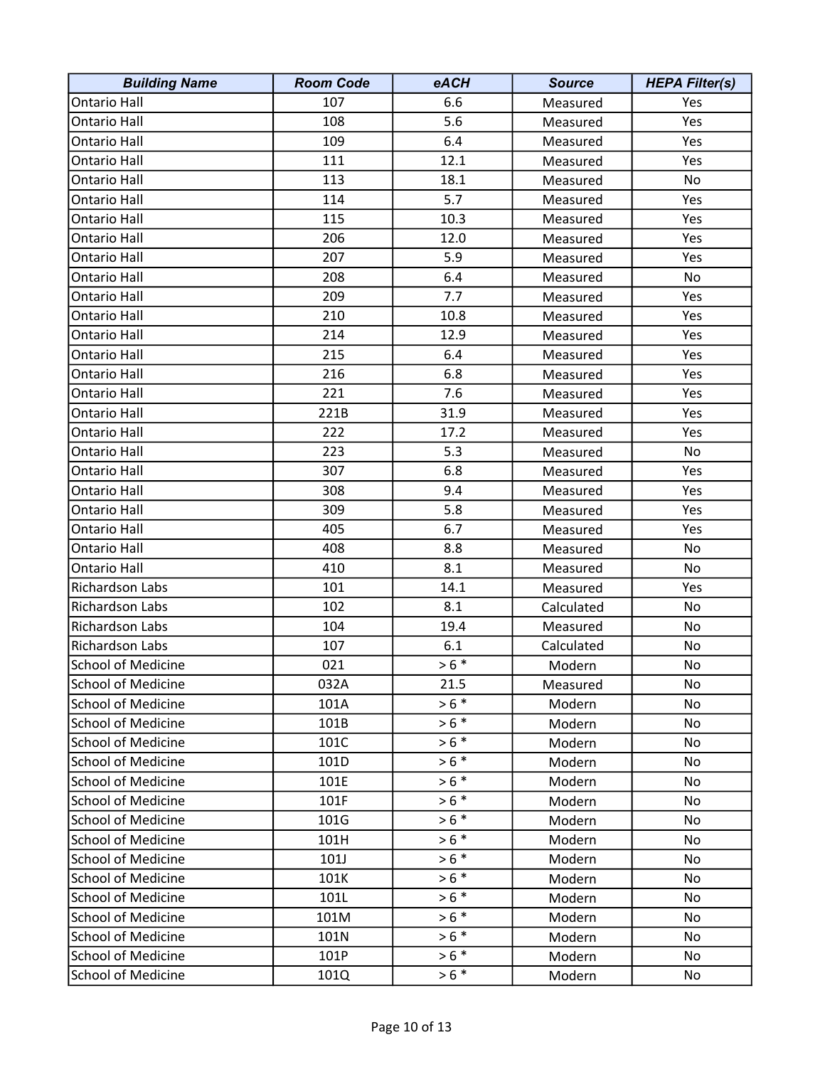| Building Name | Room Code | eACH | Source | HEPA Filter(s) |
|---|---|---|---|---|
| Ontario Hall | 107 | 6.6 | Measured | Yes |
| Ontario Hall | 108 | 5.6 | Measured | Yes |
| Ontario Hall | 109 | 6.4 | Measured | Yes |
| Ontario Hall | 111 | 12.1 | Measured | Yes |
| Ontario Hall | 113 | 18.1 | Measured | No |
| Ontario Hall | 114 | 5.7 | Measured | Yes |
| Ontario Hall | 115 | 10.3 | Measured | Yes |
| Ontario Hall | 206 | 12.0 | Measured | Yes |
| Ontario Hall | 207 | 5.9 | Measured | Yes |
| Ontario Hall | 208 | 6.4 | Measured | No |
| Ontario Hall | 209 | 7.7 | Measured | Yes |
| Ontario Hall | 210 | 10.8 | Measured | Yes |
| Ontario Hall | 214 | 12.9 | Measured | Yes |
| Ontario Hall | 215 | 6.4 | Measured | Yes |
| Ontario Hall | 216 | 6.8 | Measured | Yes |
| Ontario Hall | 221 | 7.6 | Measured | Yes |
| Ontario Hall | 221B | 31.9 | Measured | Yes |
| Ontario Hall | 222 | 17.2 | Measured | Yes |
| Ontario Hall | 223 | 5.3 | Measured | No |
| Ontario Hall | 307 | 6.8 | Measured | Yes |
| Ontario Hall | 308 | 9.4 | Measured | Yes |
| Ontario Hall | 309 | 5.8 | Measured | Yes |
| Ontario Hall | 405 | 6.7 | Measured | Yes |
| Ontario Hall | 408 | 8.8 | Measured | No |
| Ontario Hall | 410 | 8.1 | Measured | No |
| Richardson Labs | 101 | 14.1 | Measured | Yes |
| Richardson Labs | 102 | 8.1 | Calculated | No |
| Richardson Labs | 104 | 19.4 | Measured | No |
| Richardson Labs | 107 | 6.1 | Calculated | No |
| School of Medicine | 021 | > 6 * | Modern | No |
| School of Medicine | 032A | 21.5 | Measured | No |
| School of Medicine | 101A | > 6 * | Modern | No |
| School of Medicine | 101B | > 6 * | Modern | No |
| School of Medicine | 101C | > 6 * | Modern | No |
| School of Medicine | 101D | > 6 * | Modern | No |
| School of Medicine | 101E | > 6 * | Modern | No |
| School of Medicine | 101F | > 6 * | Modern | No |
| School of Medicine | 101G | > 6 * | Modern | No |
| School of Medicine | 101H | > 6 * | Modern | No |
| School of Medicine | 101J | > 6 * | Modern | No |
| School of Medicine | 101K | > 6 * | Modern | No |
| School of Medicine | 101L | > 6 * | Modern | No |
| School of Medicine | 101M | > 6 * | Modern | No |
| School of Medicine | 101N | > 6 * | Modern | No |
| School of Medicine | 101P | > 6 * | Modern | No |
| School of Medicine | 101Q | > 6 * | Modern | No |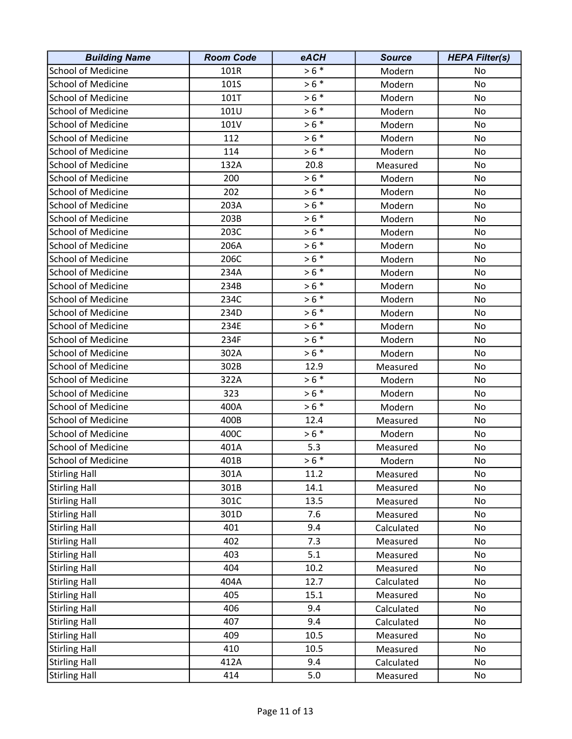| Building Name | Room Code | eACH | Source | HEPA Filter(s) |
|---|---|---|---|---|
| School of Medicine | 101R | > 6 * | Modern | No |
| School of Medicine | 101S | > 6 * | Modern | No |
| School of Medicine | 101T | > 6 * | Modern | No |
| School of Medicine | 101U | > 6 * | Modern | No |
| School of Medicine | 101V | > 6 * | Modern | No |
| School of Medicine | 112 | > 6 * | Modern | No |
| School of Medicine | 114 | > 6 * | Modern | No |
| School of Medicine | 132A | 20.8 | Measured | No |
| School of Medicine | 200 | > 6 * | Modern | No |
| School of Medicine | 202 | > 6 * | Modern | No |
| School of Medicine | 203A | > 6 * | Modern | No |
| School of Medicine | 203B | > 6 * | Modern | No |
| School of Medicine | 203C | > 6 * | Modern | No |
| School of Medicine | 206A | > 6 * | Modern | No |
| School of Medicine | 206C | > 6 * | Modern | No |
| School of Medicine | 234A | > 6 * | Modern | No |
| School of Medicine | 234B | > 6 * | Modern | No |
| School of Medicine | 234C | > 6 * | Modern | No |
| School of Medicine | 234D | > 6 * | Modern | No |
| School of Medicine | 234E | > 6 * | Modern | No |
| School of Medicine | 234F | > 6 * | Modern | No |
| School of Medicine | 302A | > 6 * | Modern | No |
| School of Medicine | 302B | 12.9 | Measured | No |
| School of Medicine | 322A | > 6 * | Modern | No |
| School of Medicine | 323 | > 6 * | Modern | No |
| School of Medicine | 400A | > 6 * | Modern | No |
| School of Medicine | 400B | 12.4 | Measured | No |
| School of Medicine | 400C | > 6 * | Modern | No |
| School of Medicine | 401A | 5.3 | Measured | No |
| School of Medicine | 401B | > 6 * | Modern | No |
| Stirling Hall | 301A | 11.2 | Measured | No |
| Stirling Hall | 301B | 14.1 | Measured | No |
| Stirling Hall | 301C | 13.5 | Measured | No |
| Stirling Hall | 301D | 7.6 | Measured | No |
| Stirling Hall | 401 | 9.4 | Calculated | No |
| Stirling Hall | 402 | 7.3 | Measured | No |
| Stirling Hall | 403 | 5.1 | Measured | No |
| Stirling Hall | 404 | 10.2 | Measured | No |
| Stirling Hall | 404A | 12.7 | Calculated | No |
| Stirling Hall | 405 | 15.1 | Measured | No |
| Stirling Hall | 406 | 9.4 | Calculated | No |
| Stirling Hall | 407 | 9.4 | Calculated | No |
| Stirling Hall | 409 | 10.5 | Measured | No |
| Stirling Hall | 410 | 10.5 | Measured | No |
| Stirling Hall | 412A | 9.4 | Calculated | No |
| Stirling Hall | 414 | 5.0 | Measured | No |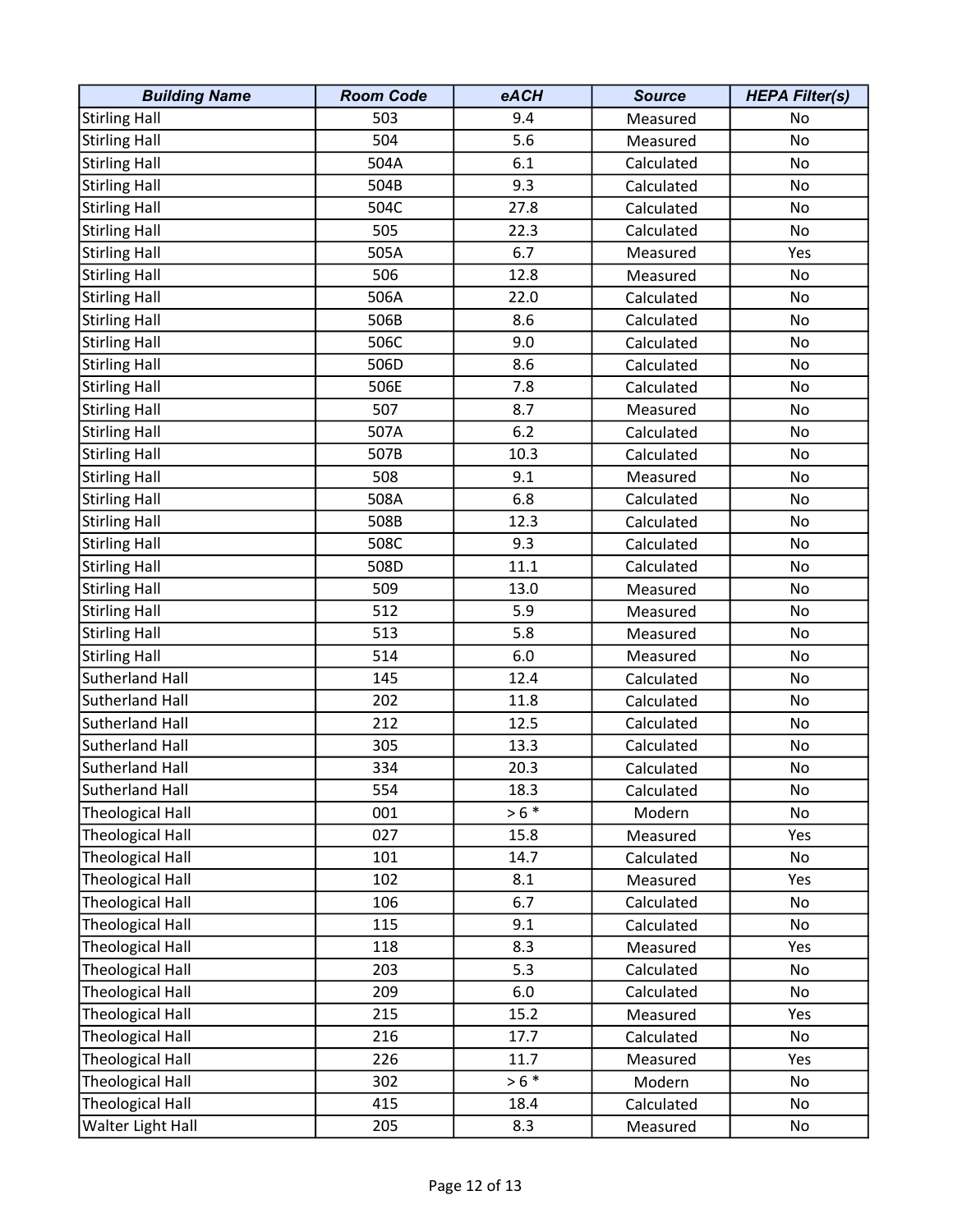| Building Name | Room Code | eACH | Source | HEPA Filter(s) |
|---|---|---|---|---|
| Stirling Hall | 503 | 9.4 | Measured | No |
| Stirling Hall | 504 | 5.6 | Measured | No |
| Stirling Hall | 504A | 6.1 | Calculated | No |
| Stirling Hall | 504B | 9.3 | Calculated | No |
| Stirling Hall | 504C | 27.8 | Calculated | No |
| Stirling Hall | 505 | 22.3 | Calculated | No |
| Stirling Hall | 505A | 6.7 | Measured | Yes |
| Stirling Hall | 506 | 12.8 | Measured | No |
| Stirling Hall | 506A | 22.0 | Calculated | No |
| Stirling Hall | 506B | 8.6 | Calculated | No |
| Stirling Hall | 506C | 9.0 | Calculated | No |
| Stirling Hall | 506D | 8.6 | Calculated | No |
| Stirling Hall | 506E | 7.8 | Calculated | No |
| Stirling Hall | 507 | 8.7 | Measured | No |
| Stirling Hall | 507A | 6.2 | Calculated | No |
| Stirling Hall | 507B | 10.3 | Calculated | No |
| Stirling Hall | 508 | 9.1 | Measured | No |
| Stirling Hall | 508A | 6.8 | Calculated | No |
| Stirling Hall | 508B | 12.3 | Calculated | No |
| Stirling Hall | 508C | 9.3 | Calculated | No |
| Stirling Hall | 508D | 11.1 | Calculated | No |
| Stirling Hall | 509 | 13.0 | Measured | No |
| Stirling Hall | 512 | 5.9 | Measured | No |
| Stirling Hall | 513 | 5.8 | Measured | No |
| Stirling Hall | 514 | 6.0 | Measured | No |
| Sutherland Hall | 145 | 12.4 | Calculated | No |
| Sutherland Hall | 202 | 11.8 | Calculated | No |
| Sutherland Hall | 212 | 12.5 | Calculated | No |
| Sutherland Hall | 305 | 13.3 | Calculated | No |
| Sutherland Hall | 334 | 20.3 | Calculated | No |
| Sutherland Hall | 554 | 18.3 | Calculated | No |
| Theological Hall | 001 | > 6 * | Modern | No |
| Theological Hall | 027 | 15.8 | Measured | Yes |
| Theological Hall | 101 | 14.7 | Calculated | No |
| Theological Hall | 102 | 8.1 | Measured | Yes |
| Theological Hall | 106 | 6.7 | Calculated | No |
| Theological Hall | 115 | 9.1 | Calculated | No |
| Theological Hall | 118 | 8.3 | Measured | Yes |
| Theological Hall | 203 | 5.3 | Calculated | No |
| Theological Hall | 209 | 6.0 | Calculated | No |
| Theological Hall | 215 | 15.2 | Measured | Yes |
| Theological Hall | 216 | 17.7 | Calculated | No |
| Theological Hall | 226 | 11.7 | Measured | Yes |
| Theological Hall | 302 | > 6 * | Modern | No |
| Theological Hall | 415 | 18.4 | Calculated | No |
| Walter Light Hall | 205 | 8.3 | Measured | No |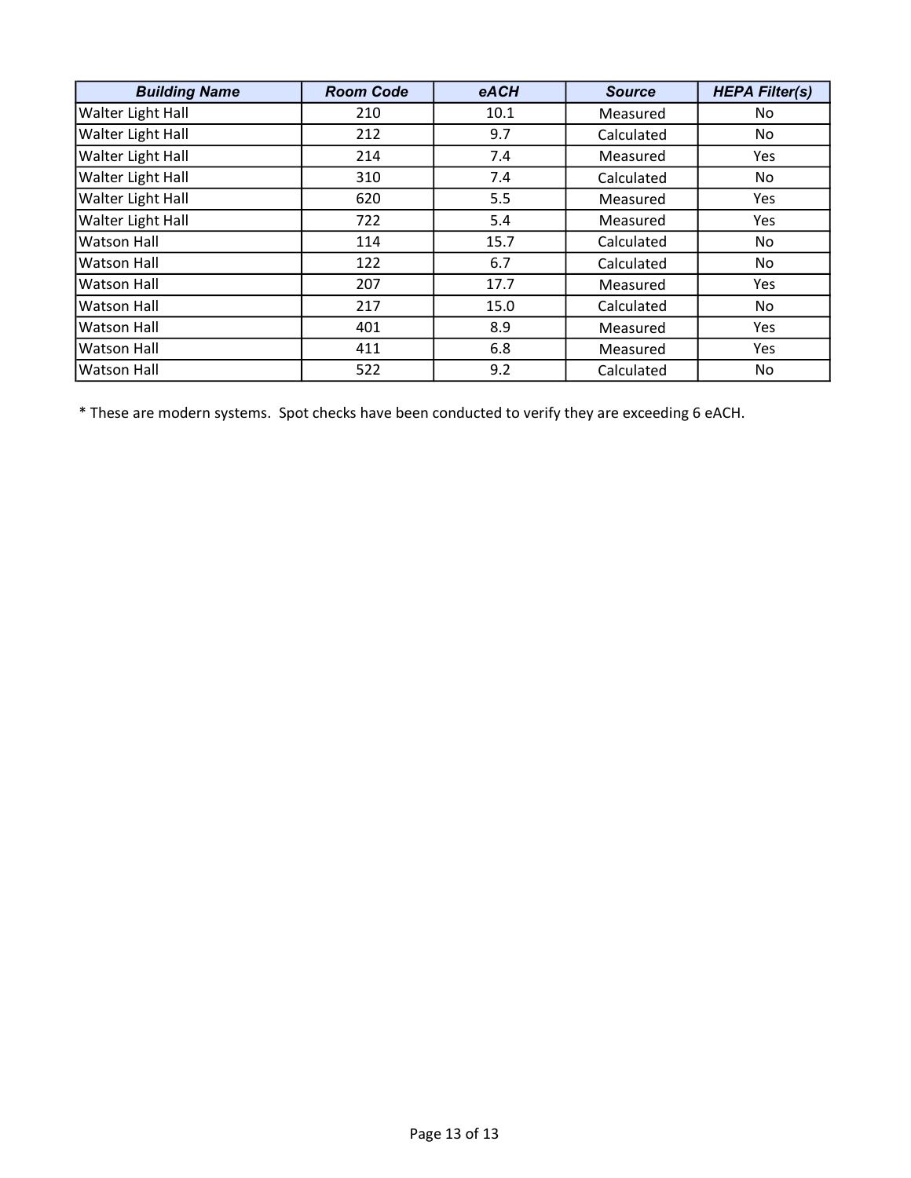| Building Name | Room Code | eACH | Source | HEPA Filter(s) |
|---|---|---|---|---|
| Walter Light Hall | 210 | 10.1 | Measured | No |
| Walter Light Hall | 212 | 9.7 | Calculated | No |
| Walter Light Hall | 214 | 7.4 | Measured | Yes |
| Walter Light Hall | 310 | 7.4 | Calculated | No |
| Walter Light Hall | 620 | 5.5 | Measured | Yes |
| Walter Light Hall | 722 | 5.4 | Measured | Yes |
| Watson Hall | 114 | 15.7 | Calculated | No |
| Watson Hall | 122 | 6.7 | Calculated | No |
| Watson Hall | 207 | 17.7 | Measured | Yes |
| Watson Hall | 217 | 15.0 | Calculated | No |
| Watson Hall | 401 | 8.9 | Measured | Yes |
| Watson Hall | 411 | 6.8 | Measured | Yes |
| Watson Hall | 522 | 9.2 | Calculated | No |

* These are modern systems. Spot checks have been conducted to verify they are exceeding 6 eACH.